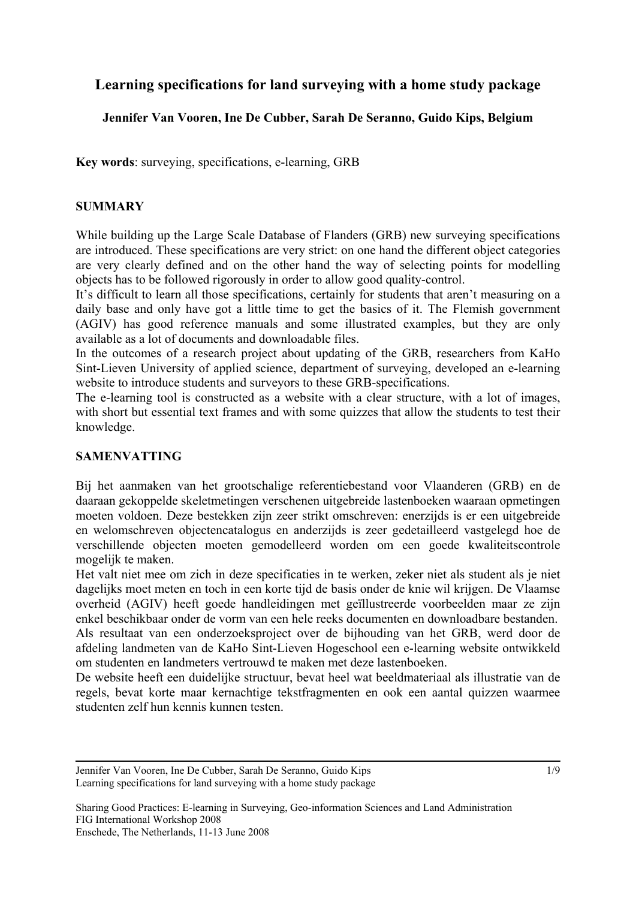# Learning specifications for land surveying with a home study package

**Jennifer Van Vooren, Ine De Cubber, Sarah De Seranno, Guido Kips, Belgium**

**Key words**: surveying, specifications, e-learning, GRB

## SUMMARY

While building up the Large Scale Database of Flanders (GRB) new surveying specifications are introduced. These specifications are very strict: on one hand the different object categories are very clearly defined and on the other hand the way of selecting points for modelling objects has to be followed rigorously in order to allow good quality-control.

It's difficult to learn all those specifications, certainly for students that aren't measuring on a daily base and only have got a little time to get the basics of it. The Flemish government (AGIV) has good reference manuals and some illustrated examples, but they are only available as a lot of documents and downloadable files.

In the outcomes of a research project about updating of the GRB, researchers from KaHo Sint-Lieven University of applied science, department of surveying, developed an e-learning website to introduce students and surveyors to these GRB-specifications.

The e-learning tool is constructed as a website with a clear structure, with a lot of images, with short but essential text frames and with some quizzes that allow the students to test their knowledge.

## SAMENVATTING

Bij het aanmaken van het grootschalige referentiebestand voor Vlaanderen (GRB) en de daaraan gekoppelde skeletmetingen verschenen uitgebreide lastenboeken waaraan opmetingen moeten voldoen. Deze bestekken zijn zeer strikt omschreven: enerzijds is er een uitgebreide en welomschreven objectencatalogus en anderzijds is zeer gedetailleerd vastgelegd hoe de verschillende objecten moeten gemodelleerd worden om een goede kwaliteitscontrole mogelijk te maken.

Het valt niet mee om zich in deze specificaties in te werken, zeker niet als student als je niet dagelijks moet meten en toch in een korte tijd de basis onder de knie wil krijgen. De Vlaamse overheid (AGIV) heeft goede handleidingen met geïllustreerde voorbeelden maar ze zijn enkel beschikbaar onder de vorm van een hele reeks documenten en downloadbare bestanden.

Als resultaat van een onderzoeksproject over de bijhouding van het GRB, werd door de afdeling landmeten van de KaHo Sint-Lieven Hogeschool een e-learning website ontwikkeld om studenten en landmeters vertrouwd te maken met deze lastenboeken.

De website heeft een duidelijke structuur, bevat heel wat beeldmateriaal als illustratie van de regels, bevat korte maar kernachtige tekstfragmenten en ook een aantal quizzen waarmee studenten zelf hun kennis kunnen testen.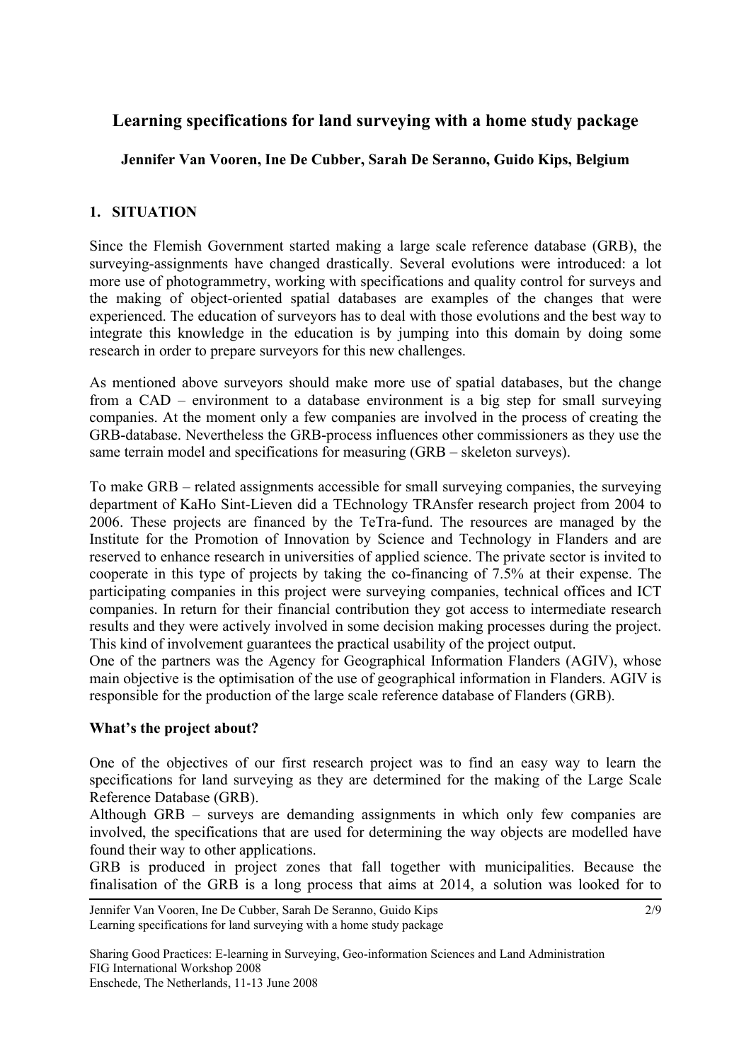## Learning specifications for land surveying with a home study package

**Jennifer Van Vooren, Ine De Cubber, Sarah De Seranno, Guido Kips, Belgium**

### 1. SITUATION

Since the Flemish Government started making a large scale reference database (GRB), the surveying-assignments have changed drastically. Several evolutions were introduced: a lot more use of photogrammetry, working with specifications and quality control for surveys and the making of object-oriented spatial databases are examples of the changes that were experienced. The education of surveyors has to deal with those evolutions and the best way to integrate this knowledge in the education is by jumping into this domain by doing some research in order to prepare surveyors for this new challenges.

As mentioned above surveyors should make more use of spatial databases, but the change from a CAD – environment to a database environment is a big step for small surveying companies. At the moment only a few companies are involved in the process of creating the GRB-database. Nevertheless the GRB-process influences other commissioners as they use the same terrain model and specifications for measuring (GRB – skeleton surveys).

To make GRB – related assignments accessible for small surveying companies, the surveying department of KaHo Sint-Lieven did a TEchnology TRAnsfer research project from 2004 to 2006. These projects are financed by the TeTra-fund. The resources are managed by the Institute for the Promotion of Innovation by Science and Technology in Flanders and are reserved to enhance research in universities of applied science. The private sector is invited to cooperate in this type of projects by taking the co-financing of 7.5% at their expense. The participating companies in this project were surveying companies, technical offices and ICT companies. In return for their financial contribution they got access to intermediate research results and they were actively involved in some decision making processes during the project. This kind of involvement guarantees the practical usability of the project output.
One of the partners was the Agency for Geographical Information Flanders (AGIV), whose main objective is the optimisation of the use of geographical information in Flanders. AGIV is responsible for the production of the large scale reference database of Flanders (GRB).

**What's the project about?**

One of the objectives of our first research project was to find an easy way to learn the specifications for land surveying as they are determined for the making of the Large Scale Reference Database (GRB).
Although GRB – surveys are demanding assignments in which only few companies are involved, the specifications that are used for determining the way objects are modelled have found their way to other applications.
GRB is produced in project zones that fall together with municipalities. Because the finalisation of the GRB is a long process that aims at 2014, a solution was looked for to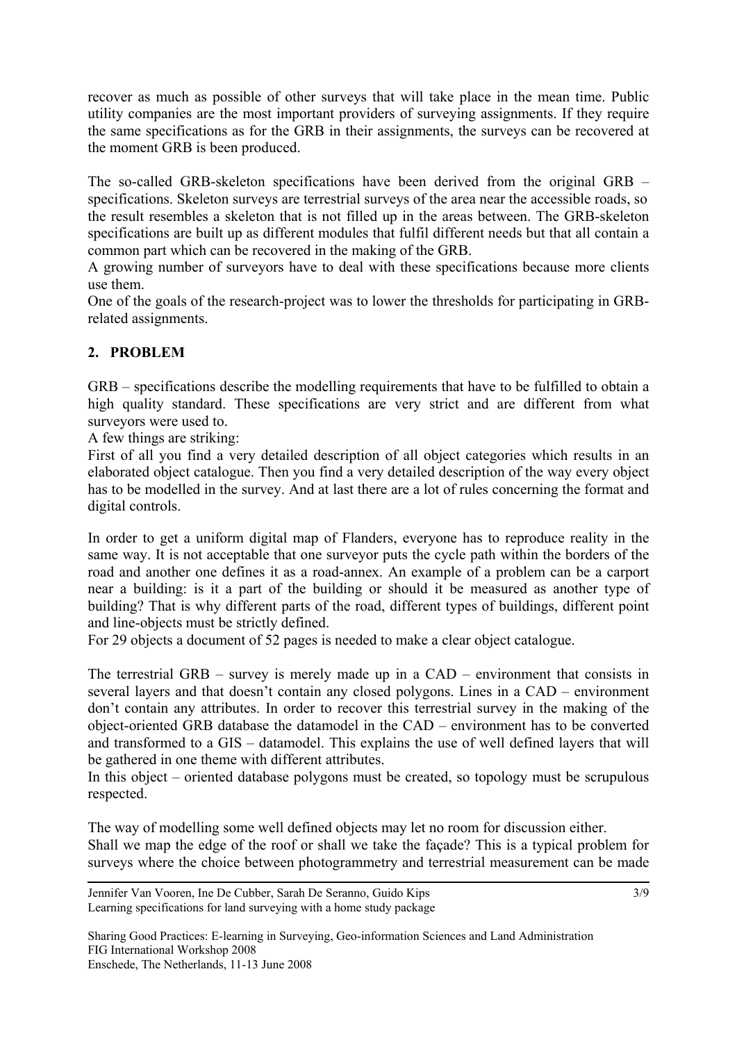recover as much as possible of other surveys that will take place in the mean time. Public utility companies are the most important providers of surveying assignments. If they require the same specifications as for the GRB in their assignments, the surveys can be recovered at the moment GRB is been produced.

The so-called GRB-skeleton specifications have been derived from the original GRB – specifications. Skeleton surveys are terrestrial surveys of the area near the accessible roads, so the result resembles a skeleton that is not filled up in the areas between. The GRB-skeleton specifications are built up as different modules that fulfil different needs but that all contain a common part which can be recovered in the making of the GRB.

A growing number of surveyors have to deal with these specifications because more clients use them.

One of the goals of the research-project was to lower the thresholds for participating in GRB-related assignments.

## 2. PROBLEM

GRB – specifications describe the modelling requirements that have to be fulfilled to obtain a high quality standard. These specifications are very strict and are different from what surveyors were used to.

A few things are striking:

First of all you find a very detailed description of all object categories which results in an elaborated object catalogue. Then you find a very detailed description of the way every object has to be modelled in the survey. And at last there are a lot of rules concerning the format and digital controls.

In order to get a uniform digital map of Flanders, everyone has to reproduce reality in the same way. It is not acceptable that one surveyor puts the cycle path within the borders of the road and another one defines it as a road-annex. An example of a problem can be a carport near a building: is it a part of the building or should it be measured as another type of building? That is why different parts of the road, different types of buildings, different point and line-objects must be strictly defined.

For 29 objects a document of 52 pages is needed to make a clear object catalogue.

The terrestrial GRB – survey is merely made up in a CAD – environment that consists in several layers and that doesn't contain any closed polygons. Lines in a CAD – environment don't contain any attributes. In order to recover this terrestrial survey in the making of the object-oriented GRB database the datamodel in the CAD – environment has to be converted and transformed to a GIS – datamodel. This explains the use of well defined layers that will be gathered in one theme with different attributes.

In this object – oriented database polygons must be created, so topology must be scrupulous respected.

The way of modelling some well defined objects may let no room for discussion either.

Shall we map the edge of the roof or shall we take the façade? This is a typical problem for surveys where the choice between photogrammetry and terrestrial measurement can be made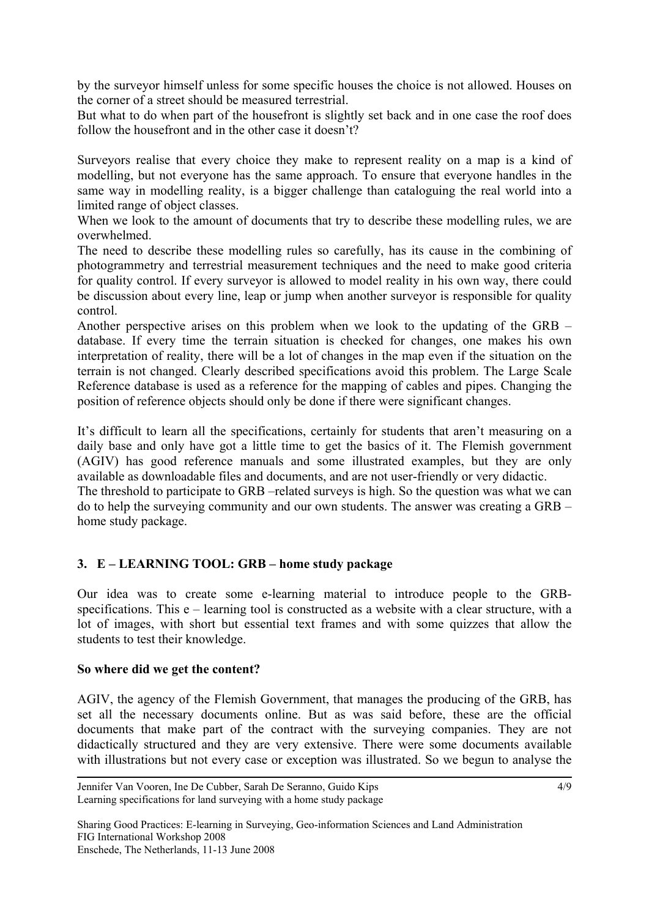by the surveyor himself unless for some specific houses the choice is not allowed. Houses on the corner of a street should be measured terrestrial.
But what to do when part of the housefront is slightly set back and in one case the roof does follow the housefront and in the other case it doesn't?

Surveyors realise that every choice they make to represent reality on a map is a kind of modelling, but not everyone has the same approach. To ensure that everyone handles in the same way in modelling reality, is a bigger challenge than cataloguing the real world into a limited range of object classes.
When we look to the amount of documents that try to describe these modelling rules, we are overwhelmed.
The need to describe these modelling rules so carefully, has its cause in the combining of photogrammetry and terrestrial measurement techniques and the need to make good criteria for quality control. If every surveyor is allowed to model reality in his own way, there could be discussion about every line, leap or jump when another surveyor is responsible for quality control.
Another perspective arises on this problem when we look to the updating of the GRB – database. If every time the terrain situation is checked for changes, one makes his own interpretation of reality, there will be a lot of changes in the map even if the situation on the terrain is not changed. Clearly described specifications avoid this problem. The Large Scale Reference database is used as a reference for the mapping of cables and pipes. Changing the position of reference objects should only be done if there were significant changes.

It's difficult to learn all the specifications, certainly for students that aren't measuring on a daily base and only have got a little time to get the basics of it. The Flemish government (AGIV) has good reference manuals and some illustrated examples, but they are only available as downloadable files and documents, and are not user-friendly or very didactic.
The threshold to participate to GRB –related surveys is high. So the question was what we can do to help the surveying community and our own students. The answer was creating a GRB – home study package.

## 3. E – LEARNING TOOL: GRB – home study package

Our idea was to create some e-learning material to introduce people to the GRB-specifications. This e – learning tool is constructed as a website with a clear structure, with a lot of images, with short but essential text frames and with some quizzes that allow the students to test their knowledge.

**So where did we get the content?**

AGIV, the agency of the Flemish Government, that manages the producing of the GRB, has set all the necessary documents online. But as was said before, these are the official documents that make part of the contract with the surveying companies. They are not didactically structured and they are very extensive. There were some documents available with illustrations but not every case or exception was illustrated. So we begun to analyse the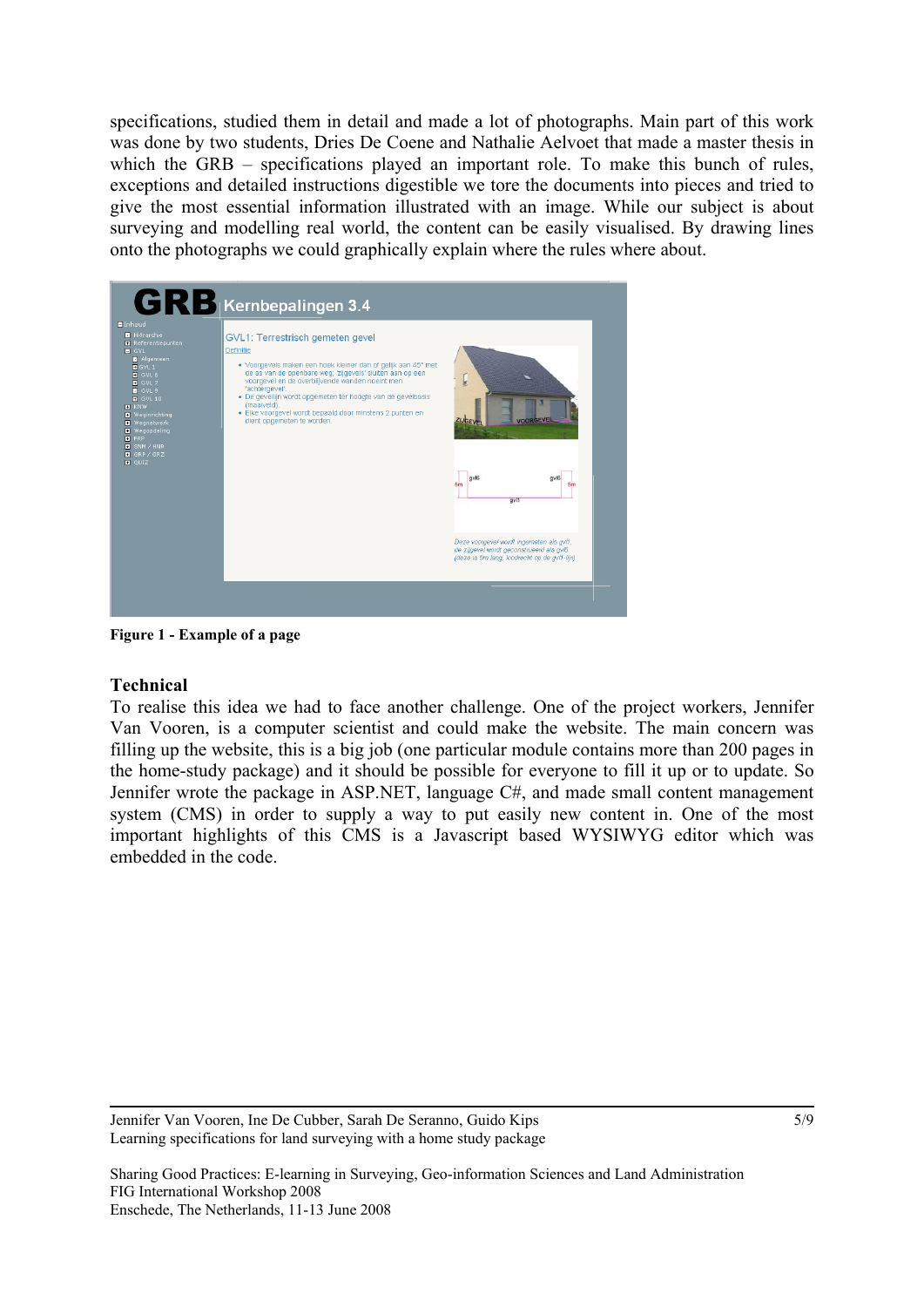specifications, studied them in detail and made a lot of photographs. Main part of this work was done by two students, Dries De Coene and Nathalie Aelvoet that made a master thesis in which the GRB – specifications played an important role. To make this bunch of rules, exceptions and detailed instructions digestible we tore the documents into pieces and tried to give the most essential information illustrated with an image. While our subject is about surveying and modelling real world, the content can be easily visualised. By drawing lines onto the photographs we could graphically explain where the rules where about.

**Figure 1 - Example of a page**

### Technical

To realise this idea we had to face another challenge. One of the project workers, Jennifer Van Vooren, is a computer scientist and could make the website. The main concern was filling up the website, this is a big job (one particular module contains more than 200 pages in the home-study package) and it should be possible for everyone to fill it up or to update. So Jennifer wrote the package in ASP.NET, language C#, and made small content management system (CMS) in order to supply a way to put easily new content in. One of the most important highlights of this CMS is a Javascript based WYSIWYG editor which was embedded in the code.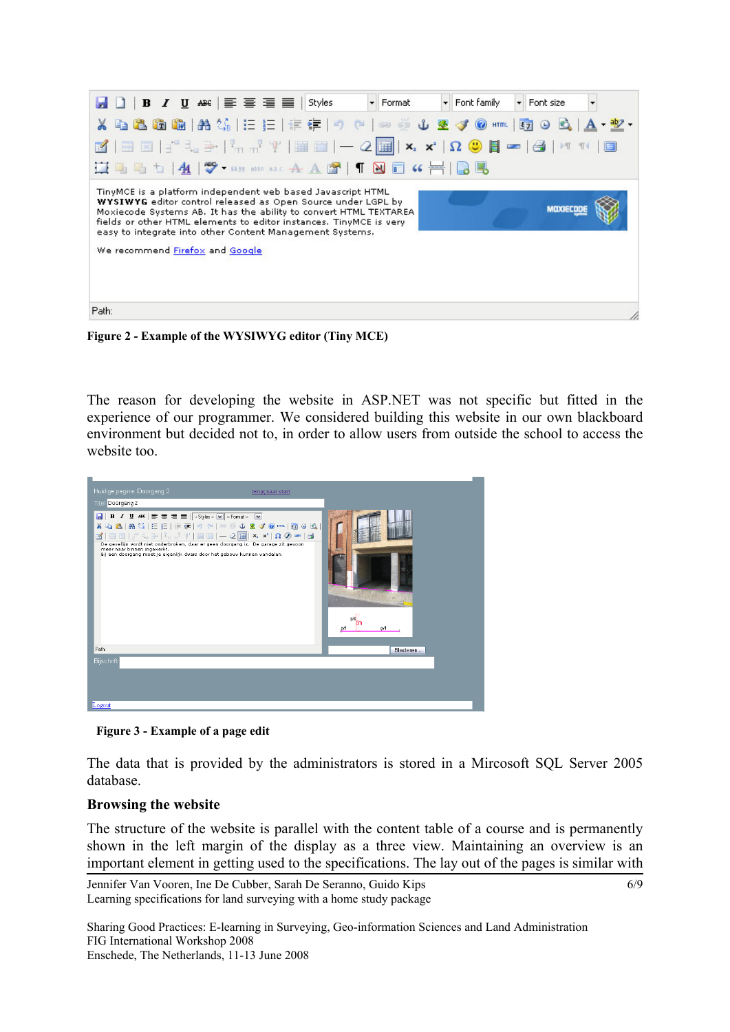Figure 2 - Example of the WYSIWYG editor (Tiny MCE)

The reason for developing the website in ASP.NET was not specific but fitted in the experience of our programmer. We considered building this website in our own blackboard environment but decided not to, in order to allow users from outside the school to access the website too.

Figure 3 - Example of a page edit

The data that is provided by the administrators is stored in a Mircosoft SQL Server 2005 database.

### Browsing the website

The structure of the website is parallel with the content table of a course and is permanently shown in the left margin of the display as a three view. Maintaining an overview is an important element in getting used to the specifications. The lay out of the pages is similar with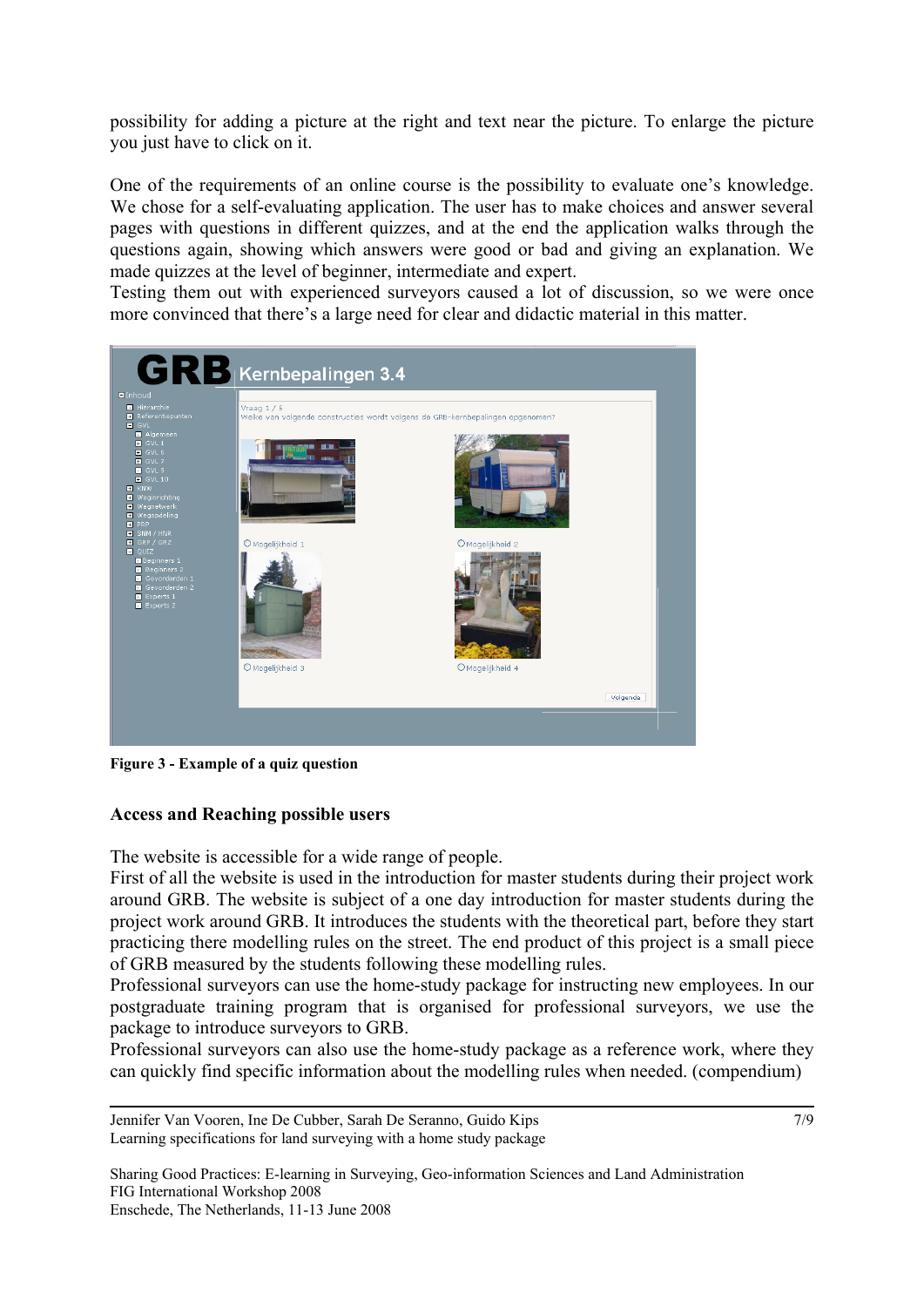possibility for adding a picture at the right and text near the picture. To enlarge the picture you just have to click on it.

One of the requirements of an online course is the possibility to evaluate one's knowledge. We chose for a self-evaluating application. The user has to make choices and answer several pages with questions in different quizzes, and at the end the application walks through the questions again, showing which answers were good or bad and giving an explanation. We made quizzes at the level of beginner, intermediate and expert.
Testing them out with experienced surveyors caused a lot of discussion, so we were once more convinced that there's a large need for clear and didactic material in this matter.

**Figure 3 - Example of a quiz question**

## Access and Reaching possible users

The website is accessible for a wide range of people.
First of all the website is used in the introduction for master students during their project work around GRB. The website is subject of a one day introduction for master students during the project work around GRB. It introduces the students with the theoretical part, before they start practicing there modelling rules on the street. The end product of this project is a small piece of GRB measured by the students following these modelling rules.
Professional surveyors can use the home-study package for instructing new employees. In our postgraduate training program that is organised for professional surveyors, we use the package to introduce surveyors to GRB.
Professional surveyors can also use the home-study package as a reference work, where they can quickly find specific information about the modelling rules when needed. (compendium)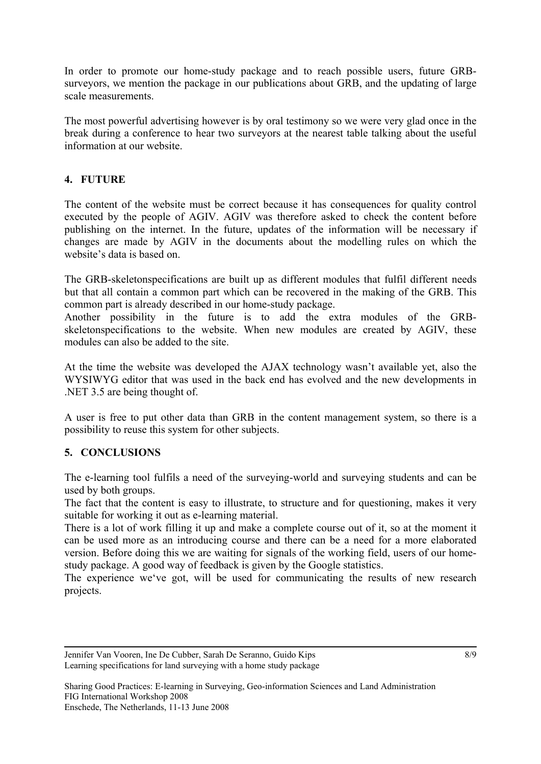In order to promote our home-study package and to reach possible users, future GRB-surveyors, we mention the package in our publications about GRB, and the updating of large scale measurements.

The most powerful advertising however is by oral testimony so we were very glad once in the break during a conference to hear two surveyors at the nearest table talking about the useful information at our website.

## 4. FUTURE

The content of the website must be correct because it has consequences for quality control executed by the people of AGIV. AGIV was therefore asked to check the content before publishing on the internet. In the future, updates of the information will be necessary if changes are made by AGIV in the documents about the modelling rules on which the website's data is based on.

The GRB-skeletonspecifications are built up as different modules that fulfil different needs but that all contain a common part which can be recovered in the making of the GRB. This common part is already described in our home-study package.
Another possibility in the future is to add the extra modules of the GRB-skeletonspecifications to the website. When new modules are created by AGIV, these modules can also be added to the site.

At the time the website was developed the AJAX technology wasn't available yet, also the WYSIWYG editor that was used in the back end has evolved and the new developments in .NET 3.5 are being thought of.

A user is free to put other data than GRB in the content management system, so there is a possibility to reuse this system for other subjects.

## 5. CONCLUSIONS

The e-learning tool fulfils a need of the surveying-world and surveying students and can be used by both groups.
The fact that the content is easy to illustrate, to structure and for questioning, makes it very suitable for working it out as e-learning material.
There is a lot of work filling it up and make a complete course out of it, so at the moment it can be used more as an introducing course and there can be a need for a more elaborated version. Before doing this we are waiting for signals of the working field, users of our home-study package. A good way of feedback is given by the Google statistics.
The experience we've got, will be used for communicating the results of new research projects.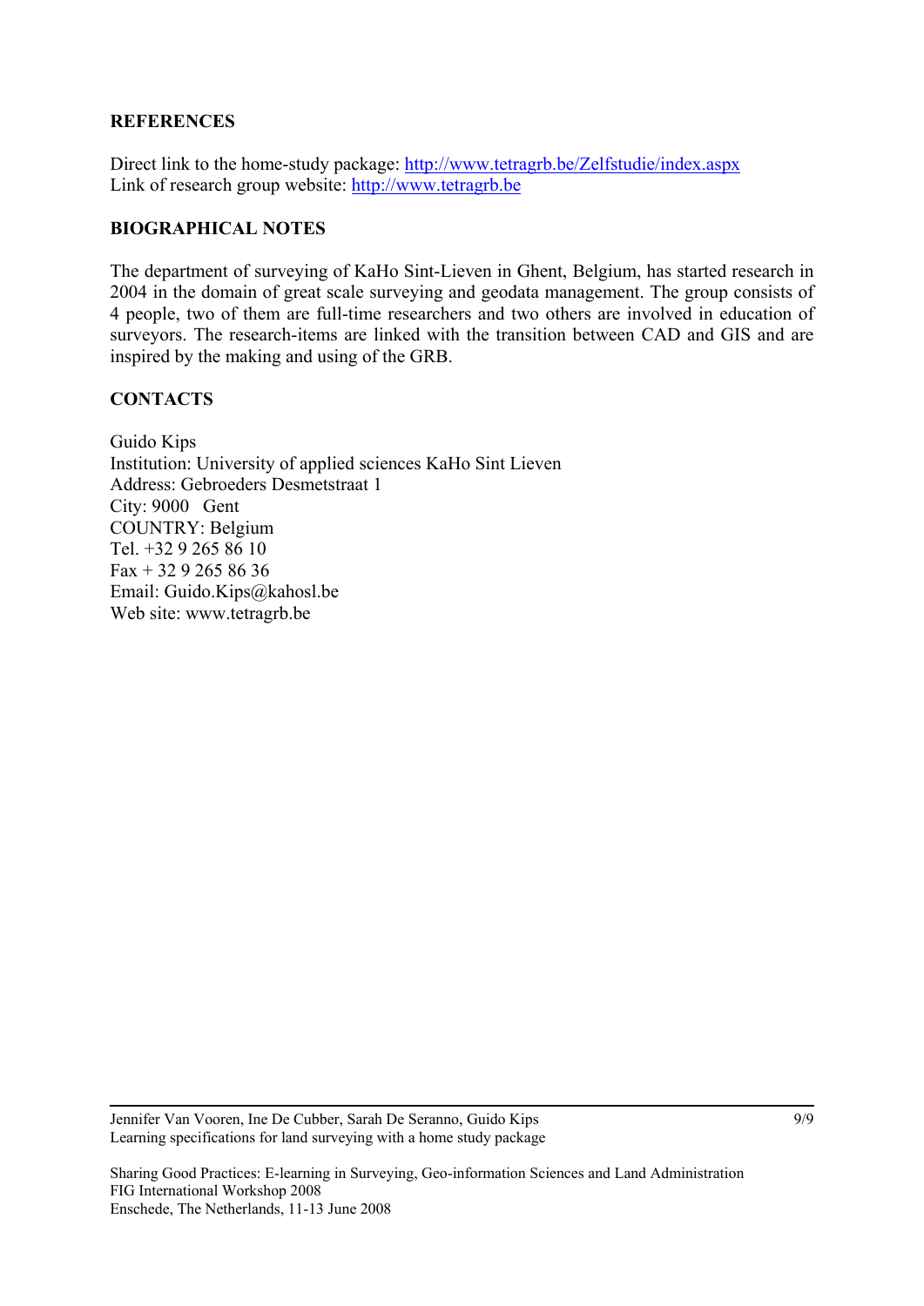## REFERENCES

Direct link to the home-study package: http://www.tetragrb.be/Zelfstudie/index.aspx
Link of research group website: http://www.tetragrb.be

## BIOGRAPHICAL NOTES

The department of surveying of KaHo Sint-Lieven in Ghent, Belgium, has started research in 2004 in the domain of great scale surveying and geodata management. The group consists of 4 people, two of them are full-time researchers and two others are involved in education of surveyors. The research-items are linked with the transition between CAD and GIS and are inspired by the making and using of the GRB.

## CONTACTS

Guido Kips
Institution: University of applied sciences KaHo Sint Lieven
Address: Gebroeders Desmetstraat 1
City: 9000 Gent
COUNTRY: Belgium
Tel. +32 9 265 86 10
Fax + 32 9 265 86 36
Email: Guido.Kips@kahosl.be
Web site: www.tetragrb.be